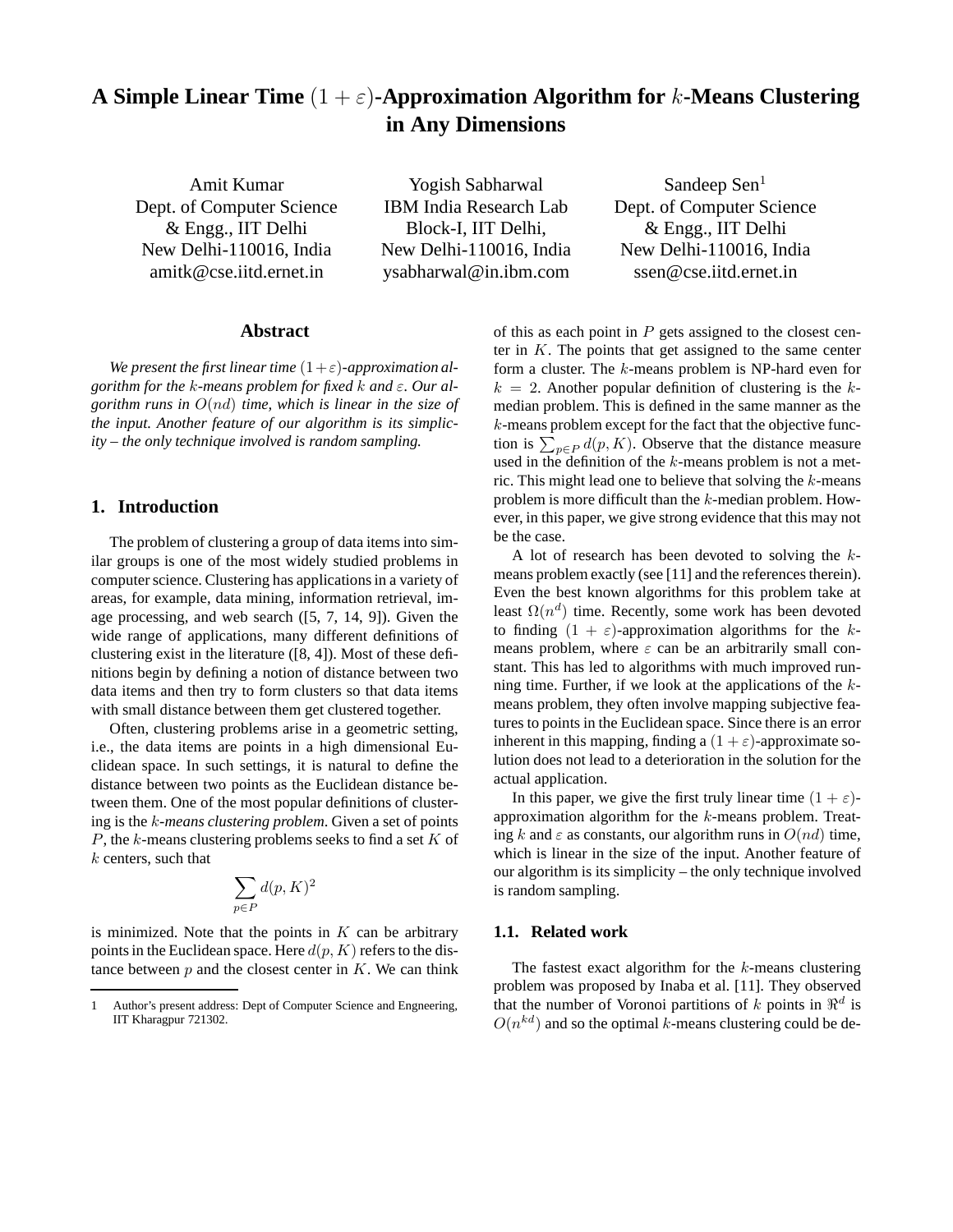# A Simple Linear Time $(1+\varepsilon)$-Approximation Algorithm for $k$-Means Clustering in Any Dimensions

Amit Kumar
Dept. of Computer Science & Engg., IIT Delhi
New Delhi-110016, India
amitk@cse.iitd.ernet.in

Yogish Sabharwal
IBM India Research Lab
Block-I, IIT Delhi,
New Delhi-110016, India
ysabharwal@in.ibm.com

Sandeep Sen[1]
Dept. of Computer Science & Engg., IIT Delhi
New Delhi-110016, India
ssen@cse.iitd.ernet.in

## Abstract

*We present the first linear time $(1+\varepsilon)$-approximation algorithm for the $k$-means problem for fixed $k$ and $\varepsilon$. Our algorithm runs in $O(nd)$ time, which is linear in the size of the input. Another feature of our algorithm is its simplicity – the only technique involved is random sampling.*

## 1. Introduction

The problem of clustering a group of data items into similar groups is one of the most widely studied problems in computer science. Clustering has applications in a variety of areas, for example, data mining, information retrieval, image processing, and web search ([5, 7, 14, 9]). Given the wide range of applications, many different definitions of clustering exist in the literature ([8, 4]). Most of these definitions begin by defining a notion of distance between two data items and then try to form clusters so that data items with small distance between them get clustered together.

Often, clustering problems arise in a geometric setting, i.e., the data items are points in a high dimensional Euclidean space. In such settings, it is natural to define the distance between two points as the Euclidean distance between them. One of the most popular definitions of clustering is the *$k$-means clustering problem*. Given a set of points $P$, the $k$-means clustering problems seeks to find a set $K$ of $k$ centers, such that

$$\sum_{p \in P} d(p, K)^2$$

is minimized. Note that the points in $K$ can be arbitrary points in the Euclidean space. Here $d(p, K)$ refers to the distance between $p$ and the closest center in $K$. We can think of this as each point in $P$ gets assigned to the closest center in $K$. The points that get assigned to the same center form a cluster. The $k$-means problem is NP-hard even for $k = 2$. Another popular definition of clustering is the $k$-median problem. This is defined in the same manner as the $k$-means problem except for the fact that the objective function is $\sum_{p \in P} d(p, K)$. Observe that the distance measure used in the definition of the $k$-means problem is not a metric. This might lead one to believe that solving the $k$-means problem is more difficult than the $k$-median problem. However, in this paper, we give strong evidence that this may not be the case.

A lot of research has been devoted to solving the $k$-means problem exactly (see [11] and the references therein). Even the best known algorithms for this problem take at least $\Omega(n^d)$ time. Recently, some work has been devoted to finding $(1+\varepsilon)$-approximation algorithms for the $k$-means problem, where $\varepsilon$ can be an arbitrarily small constant. This has led to algorithms with much improved running time. Further, if we look at the applications of the $k$-means problem, they often involve mapping subjective features to points in the Euclidean space. Since there is an error inherent in this mapping, finding a $(1+\varepsilon)$-approximate solution does not lead to a deterioration in the solution for the actual application.

In this paper, we give the first truly linear time $(1+\varepsilon)$-approximation algorithm for the $k$-means problem. Treating $k$ and $\varepsilon$ as constants, our algorithm runs in $O(nd)$ time, which is linear in the size of the input. Another feature of our algorithm is its simplicity – the only technique involved is random sampling.

### 1.1. Related work

The fastest exact algorithm for the $k$-means clustering problem was proposed by Inaba et al. [11]. They observed that the number of Voronoi partitions of $k$ points in $\Re^d$ is $O(n^{kd})$ and so the optimal $k$-means clustering could be de-

[1] Author's present address: Dept of Computer Science and Engneering, IIT Kharagpur 721302.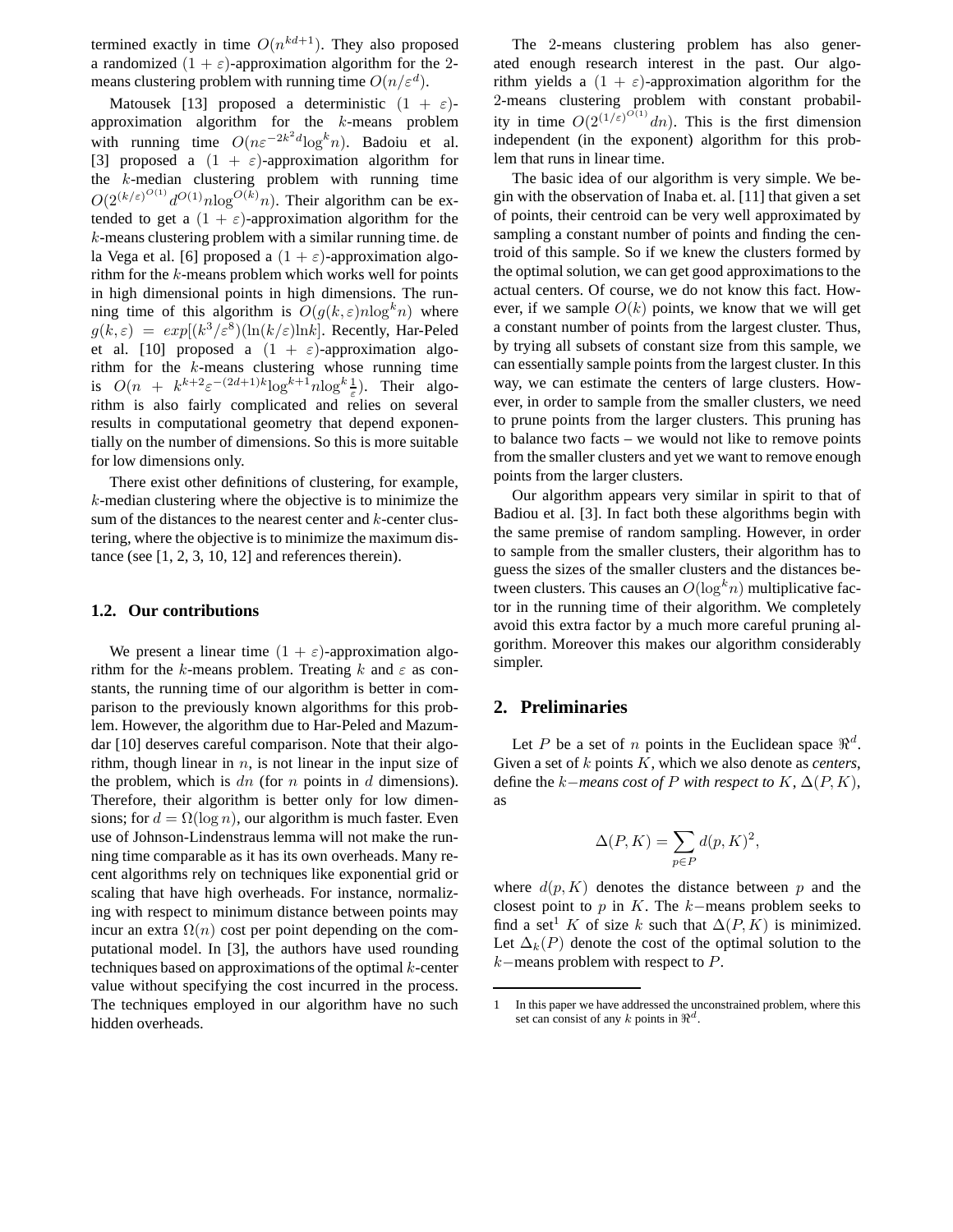termined exactly in time $O(n^{kd+1})$. They also proposed a randomized $(1+\varepsilon)$-approximation algorithm for the 2-means clustering problem with running time $O(n/\varepsilon^d)$.

Matousek [13] proposed a deterministic $(1+\varepsilon)$-approximation algorithm for the $k$-means problem with running time $O(n\varepsilon^{-2k^2d}\log^k n)$. Badoiu et al. [3] proposed a $(1+\varepsilon)$-approximation algorithm for the $k$-median clustering problem with running time $O(2^{(k/\varepsilon)^{O(1)}}d^{O(1)}n\log^{O(k)}n)$. Their algorithm can be extended to get a $(1+\varepsilon)$-approximation algorithm for the $k$-means clustering problem with a similar running time. de la Vega et al. [6] proposed a $(1+\varepsilon)$-approximation algorithm for the $k$-means problem which works well for points in high dimensional points in high dimensions. The running time of this algorithm is $O(g(k,\varepsilon)n\log^k n)$ where $g(k,\varepsilon) = exp[(k^3/\varepsilon^8)(\ln(k/\varepsilon)\ln k]$. Recently, Har-Peled et al. [10] proposed a $(1+\varepsilon)$-approximation algorithm for the $k$-means clustering whose running time is $O(n + k^{k+2}\varepsilon^{-(2d+1)k}\log^{k+1}n\log^k\frac{1}{\varepsilon})$. Their algorithm is also fairly complicated and relies on several results in computational geometry that depend exponentially on the number of dimensions. So this is more suitable for low dimensions only.

There exist other definitions of clustering, for example, $k$-median clustering where the objective is to minimize the sum of the distances to the nearest center and $k$-center clustering, where the objective is to minimize the maximum distance (see [1, 2, 3, 10, 12] and references therein).

### 1.2. Our contributions

We present a linear time $(1+\varepsilon)$-approximation algorithm for the $k$-means problem. Treating $k$ and $\varepsilon$ as constants, the running time of our algorithm is better in comparison to the previously known algorithms for this problem. However, the algorithm due to Har-Peled and Mazumdar [10] deserves careful comparison. Note that their algorithm, though linear in $n$, is not linear in the input size of the problem, which is $dn$ (for $n$ points in $d$ dimensions). Therefore, their algorithm is better only for low dimensions; for $d = \Omega(\log n)$, our algorithm is much faster. Even use of Johnson-Lindenstraus lemma will not make the running time comparable as it has its own overheads. Many recent algorithms rely on techniques like exponential grid or scaling that have high overheads. For instance, normalizing with respect to minimum distance between points may incur an extra $\Omega(n)$ cost per point depending on the computational model. In [3], the authors have used rounding techniques based on approximations of the optimal $k$-center value without specifying the cost incurred in the process. The techniques employed in our algorithm have no such hidden overheads.

The 2-means clustering problem has also generated enough research interest in the past. Our algorithm yields a $(1+\varepsilon)$-approximation algorithm for the 2-means clustering problem with constant probability in time $O(2^{(1/\varepsilon)^{O(1)}}dn)$. This is the first dimension independent (in the exponent) algorithm for this problem that runs in linear time.

The basic idea of our algorithm is very simple. We begin with the observation of Inaba et. al. [11] that given a set of points, their centroid can be very well approximated by sampling a constant number of points and finding the centroid of this sample. So if we knew the clusters formed by the optimal solution, we can get good approximations to the actual centers. Of course, we do not know this fact. However, if we sample $O(k)$ points, we know that we will get a constant number of points from the largest cluster. Thus, by trying all subsets of constant size from this sample, we can essentially sample points from the largest cluster. In this way, we can estimate the centers of large clusters. However, in order to sample from the smaller clusters, we need to prune points from the larger clusters. This pruning has to balance two facts – we would not like to remove points from the smaller clusters and yet we want to remove enough points from the larger clusters.

Our algorithm appears very similar in spirit to that of Badiou et al. [3]. In fact both these algorithms begin with the same premise of random sampling. However, in order to sample from the smaller clusters, their algorithm has to guess the sizes of the smaller clusters and the distances between clusters. This causes an $O(\log^k n)$ multiplicative factor in the running time of their algorithm. We completely avoid this extra factor by a much more careful pruning algorithm. Moreover this makes our algorithm considerably simpler.

## 2. Preliminaries

Let $P$ be a set of $n$ points in the Euclidean space $\Re^d$. Given a set of $k$ points $K$, which we also denote as *centers*, define the $k-$*means cost of* $P$ *with respect to* $K$, $\Delta(P,K)$, as

$$\Delta(P,K) = \sum_{p \in P} d(p,K)^2,$$

where $d(p,K)$ denotes the distance between $p$ and the closest point to $p$ in $K$. The $k-$means problem seeks to find a set[1] $K$ of size $k$ such that $\Delta(P,K)$ is minimized. Let $\Delta_k(P)$ denote the cost of the optimal solution to the $k-$means problem with respect to $P$.

1 In this paper we have addressed the unconstrained problem, where this set can consist of any $k$ points in $\Re^d$.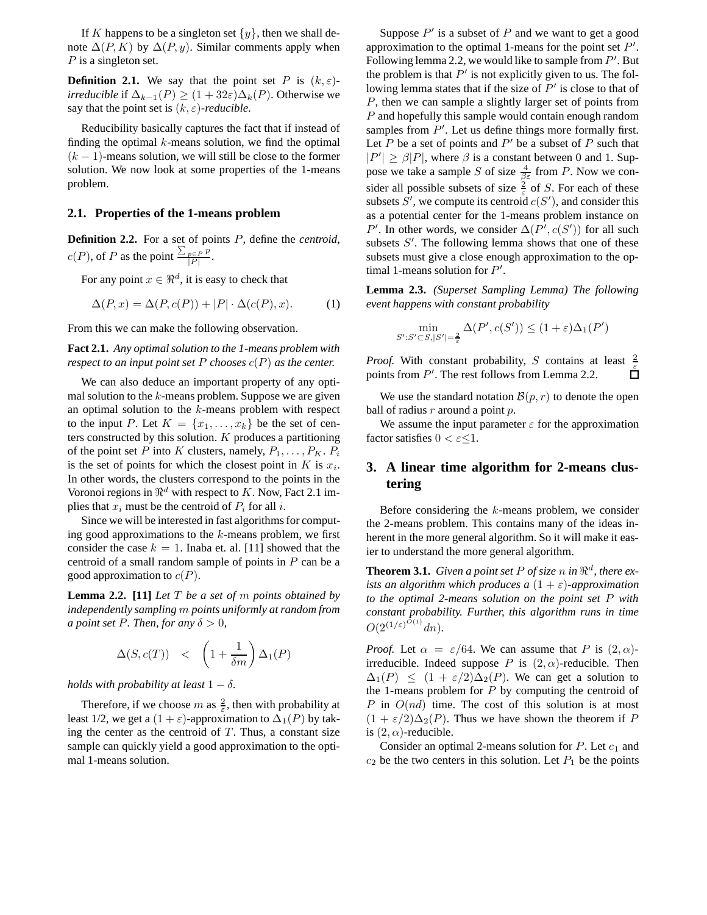If $K$ happens to be a singleton set $\{y\}$, then we shall denote $\Delta(P, K)$ by $\Delta(P, y)$. Similar comments apply when $P$ is a singleton set.

**Definition 2.1.** We say that the point set $P$ is $(k, \varepsilon)$-*irreducible* if $\Delta_{k-1}(P) \geq (1 + 32\varepsilon)\Delta_k(P)$. Otherwise we say that the point set is $(k, \varepsilon)$-*reducible*.

Reducibility basically captures the fact that if instead of finding the optimal $k$-means solution, we find the optimal $(k-1)$-means solution, we will still be close to the former solution. We now look at some properties of the 1-means problem.

## 2.1. Properties of the 1-means problem

**Definition 2.2.** For a set of points $P$, define the *centroid*, $c(P)$, of $P$ as the point $\frac{\sum_{p \in P} p}{|P|}$.

For any point $x \in \Re^d$, it is easy to check that

$$\Delta(P, x) = \Delta(P, c(P)) + |P| \cdot \Delta(c(P), x). \qquad (1)$$

From this we can make the following observation.

**Fact 2.1.** *Any optimal solution to the 1-means problem with respect to an input point set $P$ chooses $c(P)$ as the center.*

We can also deduce an important property of any optimal solution to the $k$-means problem. Suppose we are given an optimal solution to the $k$-means problem with respect to the input $P$. Let $K = \{x_1, \ldots, x_k\}$ be the set of centers constructed by this solution. $K$ produces a partitioning of the point set $P$ into $K$ clusters, namely, $P_1, \ldots, P_K$. $P_i$ is the set of points for which the closest point in $K$ is $x_i$. In other words, the clusters correspond to the points in the Voronoi regions in $\Re^d$ with respect to $K$. Now, Fact 2.1 implies that $x_i$ must be the centroid of $P_i$ for all $i$.

Since we will be interested in fast algorithms for computing good approximations to the $k$-means problem, we first consider the case $k = 1$. Inaba et. al. [11] showed that the centroid of a small random sample of points in $P$ can be a good approximation to $c(P)$.

**Lemma 2.2. [11]** *Let $T$ be a set of $m$ points obtained by independently sampling $m$ points uniformly at random from a point set $P$. Then, for any $\delta > 0$,*

$$\Delta(S, c(T)) \quad < \quad \left(1 + \frac{1}{\delta m}\right) \Delta_1(P)$$

*holds with probability at least $1 - \delta$.*

Therefore, if we choose $m$ as $\frac{2}{\varepsilon}$, then with probability at least 1/2, we get a $(1+\varepsilon)$-approximation to $\Delta_1(P)$ by taking the center as the centroid of $T$. Thus, a constant size sample can quickly yield a good approximation to the optimal 1-means solution.

Suppose $P'$ is a subset of $P$ and we want to get a good approximation to the optimal 1-means for the point set $P'$. Following lemma 2.2, we would like to sample from $P'$. But the problem is that $P'$ is not explicitly given to us. The following lemma states that if the size of $P'$ is close to that of $P$, then we can sample a slightly larger set of points from $P$ and hopefully this sample would contain enough random samples from $P'$. Let us define things more formally first. Let $P$ be a set of points and $P'$ be a subset of $P$ such that $|P'| \geq \beta|P|$, where $\beta$ is a constant between 0 and 1. Suppose we take a sample $S$ of size $\frac{4}{\beta\varepsilon}$ from $P$. Now we consider all possible subsets of size $\frac{2}{\varepsilon}$ of $S$. For each of these subsets $S'$, we compute its centroid $c(S')$, and consider this as a potential center for the 1-means problem instance on $P'$. In other words, we consider $\Delta(P', c(S'))$ for all such subsets $S'$. The following lemma shows that one of these subsets must give a close enough approximation to the optimal 1-means solution for $P'$.

**Lemma 2.3.** *(Superset Sampling Lemma) The following event happens with constant probability*

$$\min_{S' : S' \subset S, |S'| = \frac{2}{\varepsilon}} \Delta(P', c(S')) \leq (1 + \varepsilon)\Delta_1(P')$$

*Proof.* With constant probability, $S$ contains at least $\frac{2}{\varepsilon}$ points from $P'$. The rest follows from Lemma 2.2. ☐

We use the standard notation $\mathcal{B}(p, r)$ to denote the open ball of radius $r$ around a point $p$.

We assume the input parameter $\varepsilon$ for the approximation factor satisfies $0 < \varepsilon \leq 1$.

# 3. A linear time algorithm for 2-means clustering

Before considering the $k$-means problem, we consider the 2-means problem. This contains many of the ideas inherent in the more general algorithm. So it will make it easier to understand the more general algorithm.

**Theorem 3.1.** *Given a point set $P$ of size $n$ in $\Re^d$, there exists an algorithm which produces a $(1+\varepsilon)$-approximation to the optimal 2-means solution on the point set $P$ with constant probability. Further, this algorithm runs in time $O(2^{(1/\varepsilon)^{O(1)}} dn)$.*

*Proof.* Let $\alpha = \varepsilon/64$. We can assume that $P$ is $(2, \alpha)$-irreducible. Indeed suppose $P$ is $(2, \alpha)$-reducible. Then $\Delta_1(P) \leq (1 + \varepsilon/2)\Delta_2(P)$. We can get a solution to the 1-means problem for $P$ by computing the centroid of $P$ in $O(nd)$ time. The cost of this solution is at most $(1 + \varepsilon/2)\Delta_2(P)$. Thus we have shown the theorem if $P$ is $(2, \alpha)$-reducible.

Consider an optimal 2-means solution for $P$. Let $c_1$ and $c_2$ be the two centers in this solution. Let $P_1$ be the points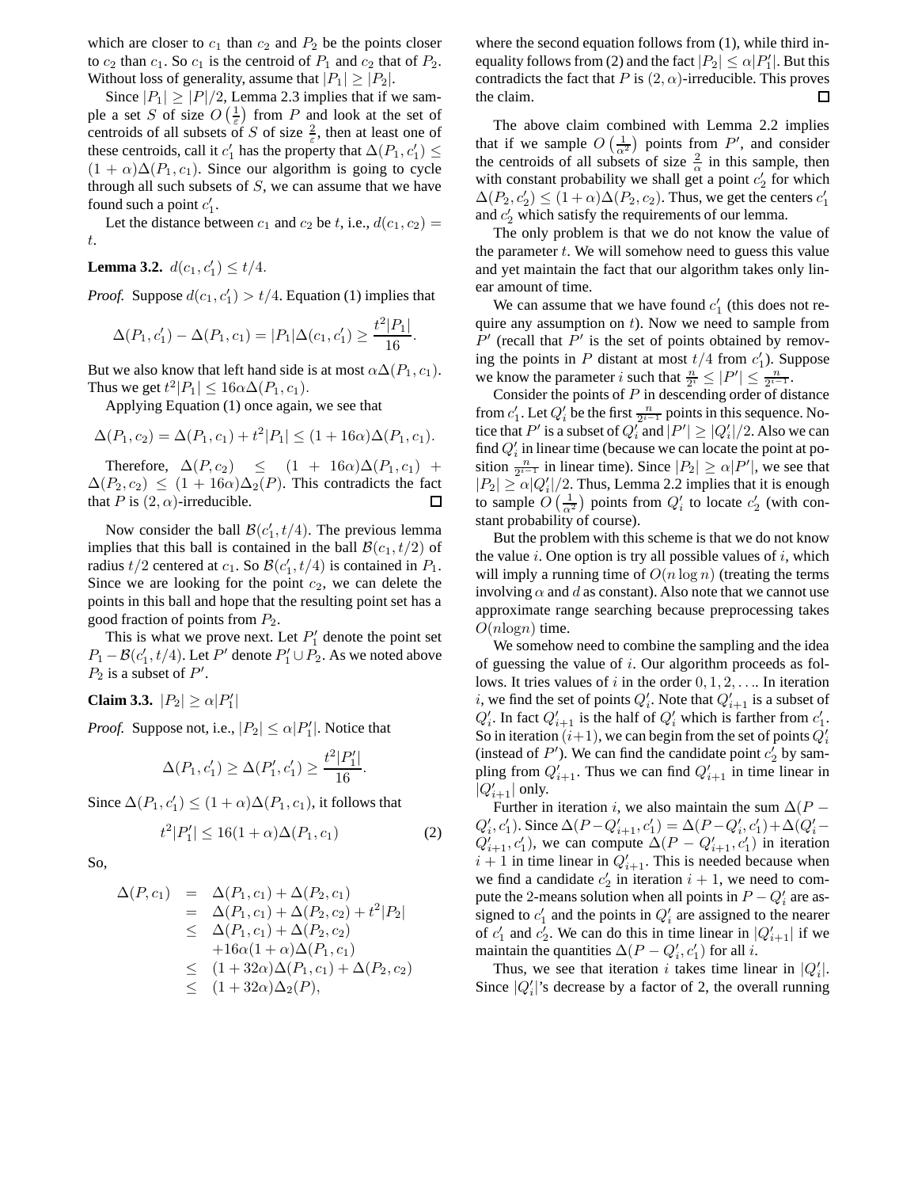which are closer to $c_1$ than $c_2$ and $P_2$ be the points closer to $c_2$ than $c_1$. So $c_1$ is the centroid of $P_1$ and $c_2$ that of $P_2$. Without loss of generality, assume that $|P_1| \geq |P_2|$.

Since $|P_1| \geq |P|/2$, Lemma 2.3 implies that if we sample a set $S$ of size $O\left(\frac{1}{\varepsilon}\right)$ from $P$ and look at the set of centroids of all subsets of $S$ of size $\frac{2}{\varepsilon}$, then at least one of these centroids, call it $c_1'$ has the property that $\Delta(P_1, c_1') \leq (1+\alpha)\Delta(P_1, c_1)$. Since our algorithm is going to cycle through all such subsets of $S$, we can assume that we have found such a point $c_1'$.

Let the distance between $c_1$ and $c_2$ be $t$, i.e., $d(c_1, c_2) = t$.

**Lemma 3.2.** $d(c_1, c_1') \leq t/4$.

*Proof.* Suppose $d(c_1, c_1') > t/4$. Equation (1) implies that

$$\Delta(P_1, c_1') - \Delta(P_1, c_1) = |P_1|\Delta(c_1, c_1') \geq \frac{t^2|P_1|}{16}.$$

But we also know that left hand side is at most $\alpha\Delta(P_1, c_1)$. Thus we get $t^2|P_1| \leq 16\alpha\Delta(P_1, c_1)$.

Applying Equation (1) once again, we see that

$$\Delta(P_1, c_2) = \Delta(P_1, c_1) + t^2|P_1| \leq (1+16\alpha)\Delta(P_1, c_1).$$

Therefore, $\Delta(P, c_2) \leq (1+16\alpha)\Delta(P_1, c_1) + \Delta(P_2, c_2) \leq (1+16\alpha)\Delta_2(P)$. This contradicts the fact that $P$ is $(2, \alpha)$-irreducible. ◻

Now consider the ball $\mathcal{B}(c_1', t/4)$. The previous lemma implies that this ball is contained in the ball $\mathcal{B}(c_1, t/2)$ of radius $t/2$ centered at $c_1$. So $\mathcal{B}(c_1', t/4)$ is contained in $P_1$. Since we are looking for the point $c_2$, we can delete the points in this ball and hope that the resulting point set has a good fraction of points from $P_2$.

This is what we prove next. Let $P_1'$ denote the point set $P_1 - \mathcal{B}(c_1', t/4)$. Let $P'$ denote $P_1' \cup P_2$. As we noted above $P_2$ is a subset of $P'$.

**Claim 3.3.** $|P_2| \geq \alpha|P_1'|$

*Proof.* Suppose not, i.e., $|P_2| \leq \alpha|P_1'|$. Notice that

$$\Delta(P_1, c_1') \geq \Delta(P_1', c_1') \geq \frac{t^2|P_1'|}{16}.$$

Since $\Delta(P_1, c_1') \leq (1+\alpha)\Delta(P_1, c_1)$, it follows that

$$t^2|P_1'| \leq 16(1+\alpha)\Delta(P_1, c_1) \tag{2}$$

So,

$$\begin{aligned}
\Delta(P, c_1) &= \Delta(P_1, c_1) + \Delta(P_2, c_1) \\
&= \Delta(P_1, c_1) + \Delta(P_2, c_2) + t^2|P_2| \\
&\leq \Delta(P_1, c_1) + \Delta(P_2, c_2) \\
&\quad + 16\alpha(1+\alpha)\Delta(P_1, c_1) \\
&\leq (1+32\alpha)\Delta(P_1, c_1) + \Delta(P_2, c_2) \\
&\leq (1+32\alpha)\Delta_2(P),
\end{aligned}$$

where the second equation follows from (1), while third inequality follows from (2) and the fact $|P_2| \leq \alpha|P_1'|$. But this contradicts the fact that $P$ is $(2, \alpha)$-irreducible. This proves the claim. ◻

The above claim combined with Lemma 2.2 implies that if we sample $O\left(\frac{1}{\alpha^2}\right)$ points from $P'$, and consider the centroids of all subsets of size $\frac{2}{\alpha}$ in this sample, then with constant probability we shall get a point $c_2'$ for which $\Delta(P_2, c_2') \leq (1+\alpha)\Delta(P_2, c_2)$. Thus, we get the centers $c_1'$ and $c_2'$ which satisfy the requirements of our lemma.

The only problem is that we do not know the value of the parameter $t$. We will somehow need to guess this value and yet maintain the fact that our algorithm takes only linear amount of time.

We can assume that we have found $c_1'$ (this does not require any assumption on $t$). Now we need to sample from $P'$ (recall that $P'$ is the set of points obtained by removing the points in $P$ distant at most $t/4$ from $c_1'$). Suppose we know the parameter $i$ such that $\frac{n}{2^i} \leq |P'| \leq \frac{n}{2^{i-1}}$.

Consider the points of $P$ in descending order of distance from $c_1'$. Let $Q_i'$ be the first $\frac{n}{2^{i-1}}$ points in this sequence. Notice that $P'$ is a subset of $Q_i'$ and $|P'| \geq |Q_i'|/2$. Also we can find $Q_i'$ in linear time (because we can locate the point at position $\frac{n}{2^{i-1}}$ in linear time). Since $|P_2| \geq \alpha|P'|$, we see that $|P_2| \geq \alpha|Q_i'|/2$. Thus, Lemma 2.2 implies that it is enough to sample $O\left(\frac{1}{\alpha^2}\right)$ points from $Q_i'$ to locate $c_2'$ (with constant probability of course).

But the problem with this scheme is that we do not know the value $i$. One option is try all possible values of $i$, which will imply a running time of $O(n \log n)$ (treating the terms involving $\alpha$ and $d$ as constant). Also note that we cannot use approximate range searching because preprocessing takes $O(n\log n)$ time.

We somehow need to combine the sampling and the idea of guessing the value of $i$. Our algorithm proceeds as follows. It tries values of $i$ in the order $0, 1, 2, \ldots$. In iteration $i$, we find the set of points $Q_i'$. Note that $Q_{i+1}'$ is a subset of $Q_i'$. In fact $Q_{i+1}'$ is the half of $Q_i'$ which is farther from $c_1'$. So in iteration $(i+1)$, we can begin from the set of points $Q_i'$ (instead of $P'$). We can find the candidate point $c_2'$ by sampling from $Q_{i+1}'$. Thus we can find $Q_{i+1}'$ in time linear in $|Q_{i+1}'|$ only.

Further in iteration $i$, we also maintain the sum $\Delta(P - Q_i', c_1')$. Since $\Delta(P - Q_{i+1}', c_1') = \Delta(P - Q_i', c_1') + \Delta(Q_i' - Q_{i+1}', c_1')$, we can compute $\Delta(P - Q_{i+1}', c_1')$ in iteration $i+1$ in time linear in $Q_{i+1}'$. This is needed because when we find a candidate $c_2'$ in iteration $i+1$, we need to compute the 2-means solution when all points in $P - Q_i'$ are assigned to $c_1'$ and the points in $Q_i'$ are assigned to the nearer of $c_1'$ and $c_2'$. We can do this in time linear in $|Q_{i+1}'|$ if we maintain the quantities $\Delta(P - Q_i', c_1')$ for all $i$.

Thus, we see that iteration $i$ takes time linear in $|Q_i'|$. Since $|Q_i'|$'s decrease by a factor of 2, the overall running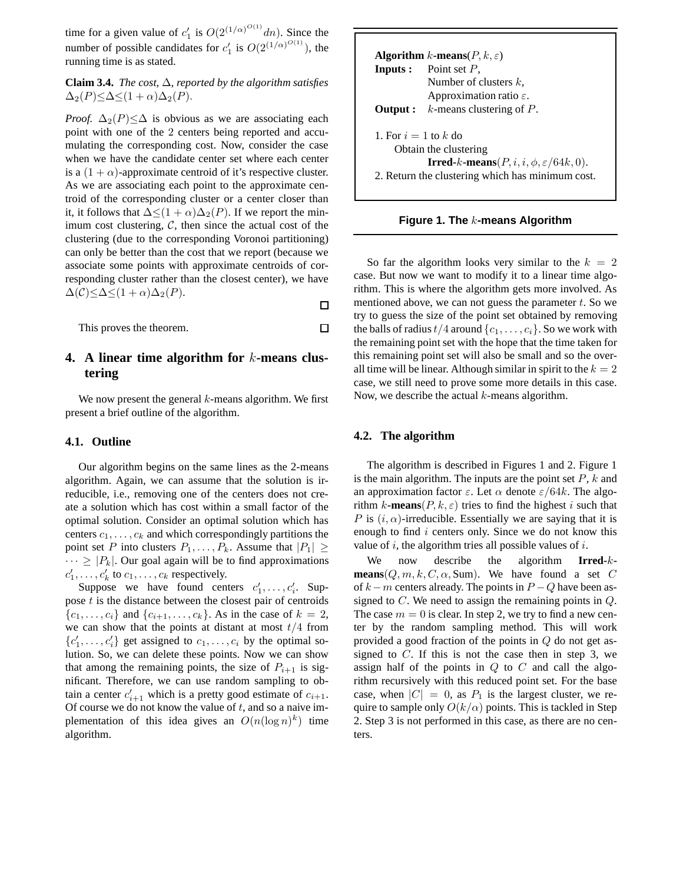time for a given value of $c'_1$ is $O(2^{(1/\alpha)^{O(1)}} dn)$. Since the number of possible candidates for $c'_1$ is $O(2^{(1/\alpha)^{O(1)}})$, the running time is as stated.

**Claim 3.4.** *The cost, $\Delta$, reported by the algorithm satisfies $\Delta_2(P) \leq \Delta \leq (1+\alpha)\Delta_2(P)$.*

*Proof.* $\Delta_2(P) \leq \Delta$ is obvious as we are associating each point with one of the 2 centers being reported and accumulating the corresponding cost. Now, consider the case when we have the candidate center set where each center is a $(1+\alpha)$-approximate centroid of it's respective cluster. As we are associating each point to the approximate centroid of the corresponding cluster or a center closer than it, it follows that $\Delta \leq (1+\alpha)\Delta_2(P)$. If we report the minimum cost clustering, $\mathcal{C}$, then since the actual cost of the clustering (due to the corresponding Voronoi partitioning) can only be better than the cost that we report (because we associate some points with approximate centroids of corresponding cluster rather than the closest center), we have $\Delta(\mathcal{C}) \leq \Delta \leq (1+\alpha)\Delta_2(P)$. □

This proves the theorem. □

## 4. A linear time algorithm for $k$-means clustering

We now present the general $k$-means algorithm. We first present a brief outline of the algorithm.

### 4.1. Outline

Our algorithm begins on the same lines as the 2-means algorithm. Again, we can assume that the solution is irreducible, i.e., removing one of the centers does not create a solution which has cost within a small factor of the optimal solution. Consider an optimal solution which has centers $c_1, \ldots, c_k$ and which correspondingly partitions the point set $P$ into clusters $P_1, \ldots, P_k$. Assume that $|P_1| \geq \cdots \geq |P_k|$. Our goal again will be to find approximations $c'_1, \ldots, c'_k$ to $c_1, \ldots, c_k$ respectively.

Suppose we have found centers $c'_1, \ldots, c'_i$. Suppose $t$ is the distance between the closest pair of centroids $\{c_1, \ldots, c_i\}$ and $\{c_{i+1}, \ldots, c_k\}$. As in the case of $k = 2$, we can show that the points at distant at most $t/4$ from $\{c'_1, \ldots, c'_i\}$ get assigned to $c_1, \ldots, c_i$ by the optimal solution. So, we can delete these points. Now we can show that among the remaining points, the size of $P_{i+1}$ is significant. Therefore, we can use random sampling to obtain a center $c'_{i+1}$ which is a pretty good estimate of $c_{i+1}$. Of course we do not know the value of $t$, and so a naive implementation of this idea gives an $O(n(\log n)^k)$ time algorithm.

**Algorithm** $k$-**means**$(P, k, \varepsilon)$
**Inputs :** Point set $P$,
Number of clusters $k$,
Approximation ratio $\varepsilon$.
**Output :** $k$-means clustering of $P$.

1. For $i = 1$ to $k$ do
   Obtain the clustering
   **Irred**-$k$-**means**$(P, i, i, \phi, \varepsilon/64k, 0)$.
2. Return the clustering which has minimum cost.

**Figure 1. The $k$-means Algorithm**

So far the algorithm looks very similar to the $k = 2$ case. But now we want to modify it to a linear time algorithm. This is where the algorithm gets more involved. As mentioned above, we can not guess the parameter $t$. So we try to guess the size of the point set obtained by removing the balls of radius $t/4$ around $\{c_1, \ldots, c_i\}$. So we work with the remaining point set with the hope that the time taken for this remaining point set will also be small and so the overall time will be linear. Although similar in spirit to the $k = 2$ case, we still need to prove some more details in this case. Now, we describe the actual $k$-means algorithm.

### 4.2. The algorithm

The algorithm is described in Figures 1 and 2. Figure 1 is the main algorithm. The inputs are the point set $P$, $k$ and an approximation factor $\varepsilon$. Let $\alpha$ denote $\varepsilon/64k$. The algorithm $k$-**means**$(P, k, \varepsilon)$ tries to find the highest $i$ such that $P$ is $(i, \alpha)$-irreducible. Essentially we are saying that it is enough to find $i$ centers only. Since we do not know this value of $i$, the algorithm tries all possible values of $i$.

We now describe the algorithm **Irred**-$k$-**means**$(Q, m, k, C, \alpha, \text{Sum})$. We have found a set $C$ of $k - m$ centers already. The points in $P - Q$ have been assigned to $C$. We need to assign the remaining points in $Q$. The case $m = 0$ is clear. In step 2, we try to find a new center by the random sampling method. This will work provided a good fraction of the points in $Q$ do not get assigned to $C$. If this is not the case then in step 3, we assign half of the points in $Q$ to $C$ and call the algorithm recursively with this reduced point set. For the base case, when $|C| = 0$, as $P_1$ is the largest cluster, we require to sample only $O(k/\alpha)$ points. This is tackled in Step 2. Step 3 is not performed in this case, as there are no centers.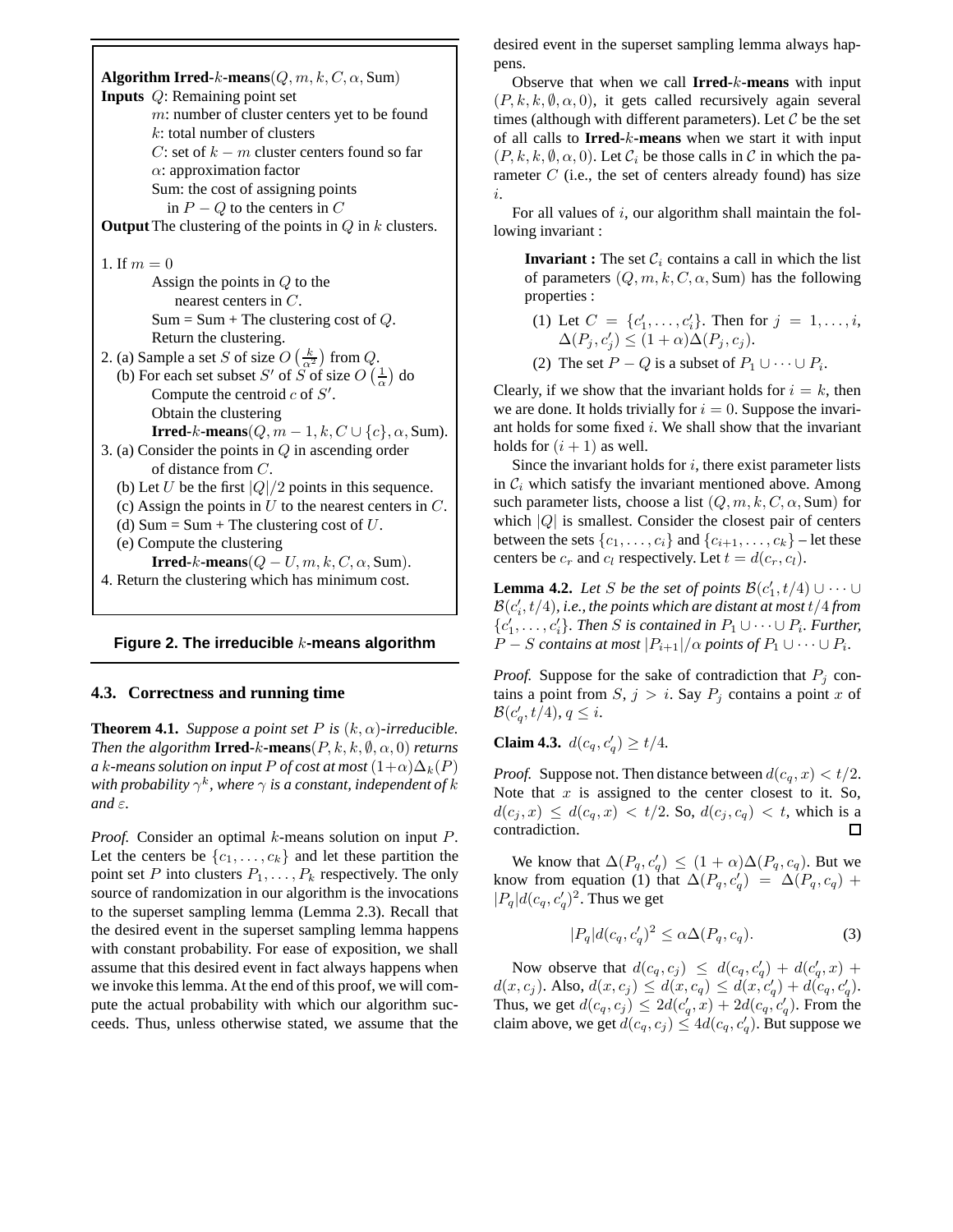**Algorithm Irred-$k$-means**$(Q, m, k, C, \alpha, \text{Sum})$

**Inputs** $Q$: Remaining point set
$m$: number of cluster centers yet to be found
$k$: total number of clusters
$C$: set of $k - m$ cluster centers found so far
$\alpha$: approximation factor
Sum: the cost of assigning points in $P - Q$ to the centers in $C$

**Output** The clustering of the points in $Q$ in $k$ clusters.

1. If $m = 0$
   Assign the points in $Q$ to the nearest centers in $C$.
   Sum = Sum + The clustering cost of $Q$.
   Return the clustering.
2. (a) Sample a set $S$ of size $O\left(\frac{k}{\alpha^2}\right)$ from $Q$.
   (b) For each set subset $S'$ of $S$ of size $O\left(\frac{1}{\alpha}\right)$ do
   Compute the centroid $c$ of $S'$.
   Obtain the clustering
   **Irred-$k$-means**$(Q, m-1, k, C \cup \{c\}, \alpha, \text{Sum})$.
3. (a) Consider the points in $Q$ in ascending order of distance from $C$.
   (b) Let $U$ be the first $|Q|/2$ points in this sequence.
   (c) Assign the points in $U$ to the nearest centers in $C$.
   (d) Sum = Sum + The clustering cost of $U$.
   (e) Compute the clustering
   **Irred-$k$-means**$(Q - U, m, k, C, \alpha, \text{Sum})$.
4. Return the clustering which has minimum cost.

**Figure 2. The irreducible $k$-means algorithm**

### 4.3. Correctness and running time

**Theorem 4.1.** *Suppose a point set $P$ is $(k, \alpha)$-irreducible. Then the algorithm* **Irred-$k$-means**$(P, k, k, \emptyset, \alpha, 0)$ *returns a $k$-means solution on input $P$ of cost at most $(1+\alpha)\Delta_k(P)$ with probability $\gamma^k$, where $\gamma$ is a constant, independent of $k$ and $\varepsilon$.*

*Proof.* Consider an optimal $k$-means solution on input $P$. Let the centers be $\{c_1, \ldots, c_k\}$ and let these partition the point set $P$ into clusters $P_1, \ldots, P_k$ respectively. The only source of randomization in our algorithm is the invocations to the superset sampling lemma (Lemma 2.3). Recall that the desired event in the superset sampling lemma happens with constant probability. For ease of exposition, we shall assume that this desired event in fact always happens when we invoke this lemma. At the end of this proof, we will compute the actual probability with which our algorithm succeeds. Thus, unless otherwise stated, we assume that the desired event in the superset sampling lemma always happens.

Observe that when we call **Irred-$k$-means** with input $(P, k, k, \emptyset, \alpha, 0)$, it gets called recursively again several times (although with different parameters). Let $\mathcal{C}$ be the set of all calls to **Irred-$k$-means** when we start it with input $(P, k, k, \emptyset, \alpha, 0)$. Let $\mathcal{C}_i$ be those calls in $\mathcal{C}$ in which the parameter $C$ (i.e., the set of centers already found) has size $i$.

For all values of $i$, our algorithm shall maintain the following invariant :

> **Invariant :** The set $\mathcal{C}_i$ contains a call in which the list of parameters $(Q, m, k, C, \alpha, \text{Sum})$ has the following properties :
>
> (1) Let $C = \{c_1', \ldots, c_i'\}$. Then for $j = 1, \ldots, i$, $\Delta(P_j, c_j') \leq (1+\alpha)\Delta(P_j, c_j)$.
>
> (2) The set $P - Q$ is a subset of $P_1 \cup \cdots \cup P_i$.

Clearly, if we show that the invariant holds for $i = k$, then we are done. It holds trivially for $i = 0$. Suppose the invariant holds for some fixed $i$. We shall show that the invariant holds for $(i+1)$ as well.

Since the invariant holds for $i$, there exist parameter lists in $\mathcal{C}_i$ which satisfy the invariant mentioned above. Among such parameter lists, choose a list $(Q, m, k, C, \alpha, \text{Sum})$ for which $|Q|$ is smallest. Consider the closest pair of centers between the sets $\{c_1, \ldots, c_i\}$ and $\{c_{i+1}, \ldots, c_k\}$ – let these centers be $c_r$ and $c_l$ respectively. Let $t = d(c_r, c_l)$.

**Lemma 4.2.** *Let $S$ be the set of points $\mathcal{B}(c_1', t/4) \cup \cdots \cup \mathcal{B}(c_i', t/4)$, i.e., the points which are distant at most $t/4$ from $\{c_1', \ldots, c_i'\}$. Then $S$ is contained in $P_1 \cup \cdots \cup P_i$. Further, $P - S$ contains at most $|P_{i+1}|/\alpha$ points of $P_1 \cup \cdots \cup P_i$.*

*Proof.* Suppose for the sake of contradiction that $P_j$ contains a point from $S$, $j > i$. Say $P_j$ contains a point $x$ of $\mathcal{B}(c_q', t/4)$, $q \leq i$.

**Claim 4.3.** $d(c_q, c_q') \geq t/4$.

*Proof.* Suppose not. Then distance between $d(c_q, x) < t/2$. Note that $x$ is assigned to the center closest to it. So, $d(c_j, x) \leq d(c_q, x) < t/2$. So, $d(c_j, c_q) < t$, which is a contradiction. □

We know that $\Delta(P_q, c_q') \leq (1+\alpha)\Delta(P_q, c_q)$. But we know from equation (1) that $\Delta(P_q, c_q') = \Delta(P_q, c_q) + |P_q| d(c_q, c_q')^2$. Thus we get

$$|P_q| d(c_q, c_q')^2 \leq \alpha \Delta(P_q, c_q). \tag{3}$$

Now observe that $d(c_q, c_j) \leq d(c_q, c_q') + d(c_q', x) + d(x, c_j)$. Also, $d(x, c_j) \leq d(x, c_q) \leq d(x, c_q') + d(c_q, c_q')$. Thus, we get $d(c_q, c_j) \leq 2d(c_q', x) + 2d(c_q, c_q')$. From the claim above, we get $d(c_q, c_j) \leq 4d(c_q, c_q')$. But suppose we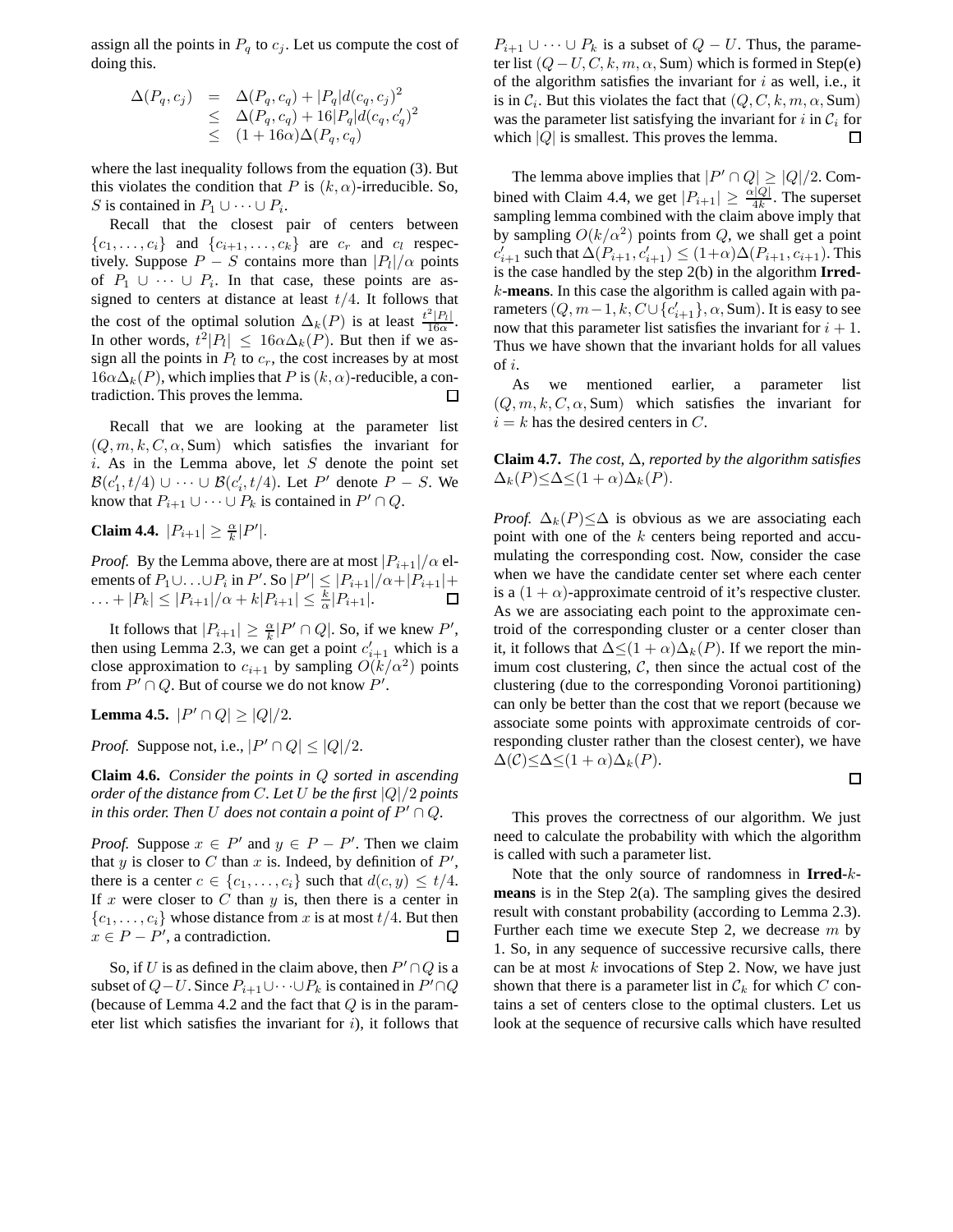assign all the points in $P_q$ to $c_j$. Let us compute the cost of doing this.

$$
\begin{aligned}
\Delta(P_q, c_j) &= \Delta(P_q, c_q) + |P_q| d(c_q, c_j)^2 \\
&\leq \Delta(P_q, c_q) + 16|P_q| d(c_q, c_q')^2 \\
&\leq (1+16\alpha)\Delta(P_q, c_q)
\end{aligned}
$$

where the last inequality follows from the equation (3). But this violates the condition that $P$ is $(k,\alpha)$-irreducible. So, $S$ is contained in $P_1 \cup \cdots \cup P_i$.

Recall that the closest pair of centers between $\{c_1, \ldots, c_i\}$ and $\{c_{i+1}, \ldots, c_k\}$ are $c_r$ and $c_l$ respectively. Suppose $P - S$ contains more than $|P_l|/\alpha$ points of $P_1 \cup \cdots \cup P_i$. In that case, these points are assigned to centers at distance at least $t/4$. It follows that the cost of the optimal solution $\Delta_k(P)$ is at least $\frac{t^2|P_l|}{16\alpha}$. In other words, $t^2|P_l| \leq 16\alpha\Delta_k(P)$. But then if we assign all the points in $P_l$ to $c_r$, the cost increases by at most $16\alpha\Delta_k(P)$, which implies that $P$ is $(k,\alpha)$-reducible, a contradiction. This proves the lemma. □

Recall that we are looking at the parameter list $(Q, m, k, C, \alpha, \text{Sum})$ which satisfies the invariant for $i$. As in the Lemma above, let $S$ denote the point set $\mathcal{B}(c_1', t/4) \cup \cdots \cup \mathcal{B}(c_i', t/4)$. Let $P'$ denote $P - S$. We know that $P_{i+1} \cup \cdots \cup P_k$ is contained in $P' \cap Q$.

**Claim 4.4.** $|P_{i+1}| \geq \frac{\alpha}{k}|P'|$.

*Proof.* By the Lemma above, there are at most $|P_{i+1}|/\alpha$ elements of $P_1 \cup \ldots \cup P_i$ in $P'$. So $|P'| \leq |P_{i+1}|/\alpha + |P_{i+1}| + \ldots + |P_k| \leq |P_{i+1}|/\alpha + k|P_{i+1}| \leq \frac{k}{\alpha}|P_{i+1}|$. □

It follows that $|P_{i+1}| \geq \frac{\alpha}{k}|P' \cap Q|$. So, if we knew $P'$, then using Lemma 2.3, we can get a point $c_{i+1}'$ which is a close approximation to $c_{i+1}$ by sampling $O(k/\alpha^2)$ points from $P' \cap Q$. But of course we do not know $P'$.

**Lemma 4.5.** $|P' \cap Q| \geq |Q|/2$.

*Proof.* Suppose not, i.e., $|P' \cap Q| \leq |Q|/2$.

**Claim 4.6.** *Consider the points in $Q$ sorted in ascending order of the distance from $C$. Let $U$ be the first $|Q|/2$ points in this order. Then $U$ does not contain a point of $P' \cap Q$.*

*Proof.* Suppose $x \in P'$ and $y \in P - P'$. Then we claim that $y$ is closer to $C$ than $x$ is. Indeed, by definition of $P'$, there is a center $c \in \{c_1, \ldots, c_i\}$ such that $d(c, y) \leq t/4$. If $x$ were closer to $C$ than $y$ is, then there is a center in $\{c_1, \ldots, c_i\}$ whose distance from $x$ is at most $t/4$. But then $x \in P - P'$, a contradiction. □

So, if $U$ is as defined in the claim above, then $P' \cap Q$ is a subset of $Q - U$. Since $P_{i+1} \cup \cdots \cup P_k$ is contained in $P' \cap Q$ (because of Lemma 4.2 and the fact that $Q$ is in the parameter list which satisfies the invariant for $i$), it follows that $P_{i+1} \cup \cdots \cup P_k$ is a subset of $Q - U$. Thus, the parameter list $(Q - U, C, k, m, \alpha, \text{Sum})$ which is formed in Step(e) of the algorithm satisfies the invariant for $i$ as well, i.e., it is in $\mathcal{C}_i$. But this violates the fact that $(Q, C, k, m, \alpha, \text{Sum})$ was the parameter list satisfying the invariant for $i$ in $\mathcal{C}_i$ for which $|Q|$ is smallest. This proves the lemma. □

The lemma above implies that $|P' \cap Q| \geq |Q|/2$. Combined with Claim 4.4, we get $|P_{i+1}| \geq \frac{\alpha|Q|}{4k}$. The superset sampling lemma combined with the claim above imply that by sampling $O(k/\alpha^2)$ points from $Q$, we shall get a point $c_{i+1}'$ such that $\Delta(P_{i+1}, c_{i+1}') \leq (1+\alpha)\Delta(P_{i+1}, c_{i+1})$. This is the case handled by the step 2(b) in the algorithm **Irred-$k$-means**. In this case the algorithm is called again with parameters $(Q, m-1, k, C \cup \{c_{i+1}'\}, \alpha, \text{Sum})$. It is easy to see now that this parameter list satisfies the invariant for $i+1$. Thus we have shown that the invariant holds for all values of $i$.

As we mentioned earlier, a parameter list $(Q, m, k, C, \alpha, \text{Sum})$ which satisfies the invariant for $i = k$ has the desired centers in $C$.

**Claim 4.7.** *The cost, $\Delta$, reported by the algorithm satisfies $\Delta_k(P) \leq \Delta \leq (1+\alpha)\Delta_k(P)$.*

*Proof.* $\Delta_k(P) \leq \Delta$ is obvious as we are associating each point with one of the $k$ centers being reported and accumulating the corresponding cost. Now, consider the case when we have the candidate center set where each center is a $(1+\alpha)$-approximate centroid of it's respective cluster. As we are associating each point to the approximate centroid of the corresponding cluster or a center closer than it, it follows that $\Delta \leq (1+\alpha)\Delta_k(P)$. If we report the minimum cost clustering, $\mathcal{C}$, then since the actual cost of the clustering (due to the corresponding Voronoi partitioning) can only be better than the cost that we report (because we associate some points with approximate centroids of corresponding cluster rather than the closest center), we have $\Delta(\mathcal{C}) \leq \Delta \leq (1+\alpha)\Delta_k(P)$. □

This proves the correctness of our algorithm. We just need to calculate the probability with which the algorithm is called with such a parameter list.

Note that the only source of randomness in **Irred-$k$-means** is in the Step 2(a). The sampling gives the desired result with constant probability (according to Lemma 2.3). Further each time we execute Step 2, we decrease $m$ by 1. So, in any sequence of successive recursive calls, there can be at most $k$ invocations of Step 2. Now, we have just shown that there is a parameter list in $\mathcal{C}_k$ for which $C$ contains a set of centers close to the optimal clusters. Let us look at the sequence of recursive calls which have resulted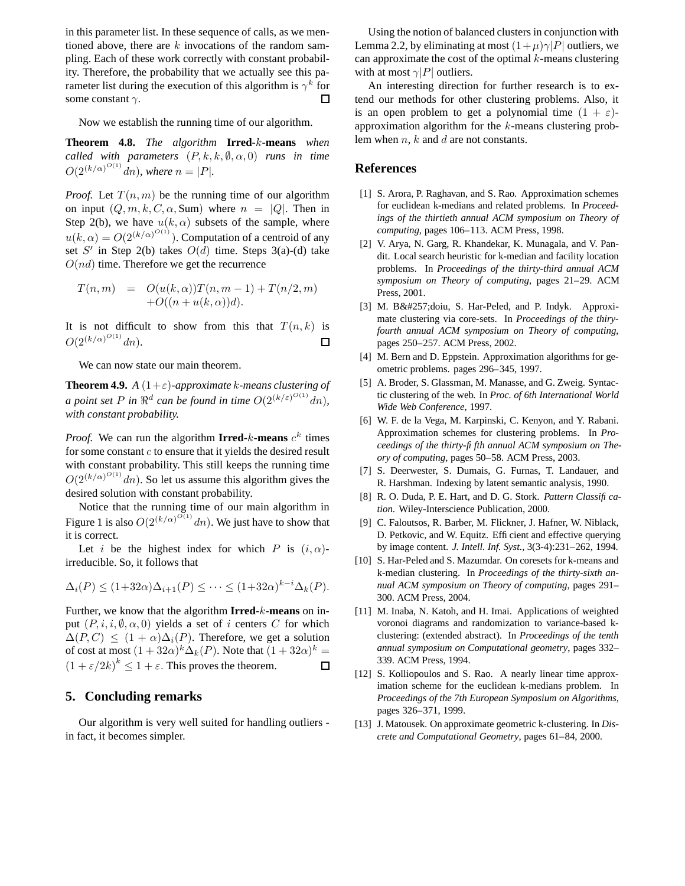in this parameter list. In these sequence of calls, as we mentioned above, there are $k$ invocations of the random sampling. Each of these work correctly with constant probability. Therefore, the probability that we actually see this parameter list during the execution of this algorithm is $\gamma^k$ for some constant $\gamma$. ☐

Now we establish the running time of our algorithm.

**Theorem 4.8.** *The algorithm* **Irred-$k$-means** *when called with parameters* $(P, k, k, \emptyset, \alpha, 0)$ *runs in time* $O(2^{(k/\alpha)^{O(1)}} dn)$*, where* $n = |P|$.

*Proof.* Let $T(n, m)$ be the running time of our algorithm on input $(Q, m, k, C, \alpha, \text{Sum})$ where $n = |Q|$. Then in Step 2(b), we have $u(k, \alpha)$ subsets of the sample, where $u(k, \alpha) = O(2^{(k/\alpha)^{O(1)}})$. Computation of a centroid of any set $S'$ in Step 2(b) takes $O(d)$ time. Steps 3(a)-(d) take $O(nd)$ time. Therefore we get the recurrence

$$
\begin{aligned}
T(n,m) &= O(u(k,\alpha))T(n, m-1) + T(n/2, m) \\
&\quad + O((n + u(k,\alpha))d).
\end{aligned}
$$

It is not difficult to show from this that $T(n, k)$ is $O(2^{(k/\alpha)^{O(1)}} dn)$. ☐

We can now state our main theorem.

**Theorem 4.9.** *A* $(1+\varepsilon)$*-approximate* $k$*-means clustering of a point set* $P$ *in* $\Re^d$ *can be found in time* $O(2^{(k/\varepsilon)^{O(1)}} dn)$*, with constant probability.*

*Proof.* We can run the algorithm **Irred-$k$-means** $c^k$ times for some constant $c$ to ensure that it yields the desired result with constant probability. This still keeps the running time $O(2^{(k/\alpha)^{O(1)}} dn)$. So let us assume this algorithm gives the desired solution with constant probability.

Notice that the running time of our main algorithm in Figure 1 is also $O(2^{(k/\alpha)^{O(1)}} dn)$. We just have to show that it is correct.

Let $i$ be the highest index for which $P$ is $(i, \alpha)$-irreducible. So, it follows that

$$\Delta_i(P) \leq (1+32\alpha)\Delta_{i+1}(P) \leq \cdots \leq (1+32\alpha)^{k-i}\Delta_k(P).$$

Further, we know that the algorithm **Irred-$k$-means** on input $(P, i, i, \emptyset, \alpha, 0)$ yields a set of $i$ centers $C$ for which $\Delta(P, C) \leq (1 + \alpha)\Delta_i(P)$. Therefore, we get a solution of cost at most $(1 + 32\alpha)^k \Delta_k(P)$. Note that $(1 + 32\alpha)^k = (1 + \varepsilon/2k)^k \leq 1 + \varepsilon$. This proves the theorem. ☐

## 5. Concluding remarks

Our algorithm is very well suited for handling outliers - in fact, it becomes simpler.

Using the notion of balanced clusters in conjunction with Lemma 2.2, by eliminating at most $(1+\mu)\gamma|P|$ outliers, we can approximate the cost of the optimal $k$-means clustering with at most $\gamma|P|$ outliers.

An interesting direction for further research is to extend our methods for other clustering problems. Also, it is an open problem to get a polynomial time $(1 + \varepsilon)$-approximation algorithm for the $k$-means clustering problem when $n$, $k$ and $d$ are not constants.

## References

[1] S. Arora, P. Raghavan, and S. Rao. Approximation schemes for euclidean k-medians and related problems. In *Proceedings of the thirtieth annual ACM symposium on Theory of computing*, pages 106–113. ACM Press, 1998.

[2] V. Arya, N. Garg, R. Khandekar, K. Munagala, and V. Pandit. Local search heuristic for k-median and facility location problems. In *Proceedings of the thirty-third annual ACM symposium on Theory of computing*, pages 21–29. ACM Press, 2001.

[3] M. B&#257;doiu, S. Har-Peled, and P. Indyk. Approximate clustering via core-sets. In *Proceedings of the thiry-fourth annual ACM symposium on Theory of computing*, pages 250–257. ACM Press, 2002.

[4] M. Bern and D. Eppstein. Approximation algorithms for geometric problems. pages 296–345, 1997.

[5] A. Broder, S. Glassman, M. Manasse, and G. Zweig. Syntactic clustering of the web. In *Proc. of 6th International World Wide Web Conference*, 1997.

[6] W. F. de la Vega, M. Karpinski, C. Kenyon, and Y. Rabani. Approximation schemes for clustering problems. In *Proceedings of the thirty-fifth annual ACM symposium on Theory of computing*, pages 50–58. ACM Press, 2003.

[7] S. Deerwester, S. Dumais, G. Furnas, T. Landauer, and R. Harshman. Indexing by latent semantic analysis, 1990.

[8] R. O. Duda, P. E. Hart, and D. G. Stork. *Pattern Classification*. Wiley-Interscience Publication, 2000.

[9] C. Faloutsos, R. Barber, M. Flickner, J. Hafner, W. Niblack, D. Petkovic, and W. Equitz. Efficient and effective querying by image content. *J. Intell. Inf. Syst.*, 3(3-4):231–262, 1994.

[10] S. Har-Peled and S. Mazumdar. On coresets for k-means and k-median clustering. In *Proceedings of the thirty-sixth annual ACM symposium on Theory of computing*, pages 291–300. ACM Press, 2004.

[11] M. Inaba, N. Katoh, and H. Imai. Applications of weighted voronoi diagrams and randomization to variance-based k-clustering: (extended abstract). In *Proceedings of the tenth annual symposium on Computational geometry*, pages 332–339. ACM Press, 1994.

[12] S. Kolliopoulos and S. Rao. A nearly linear time approximation scheme for the euclidean k-medians problem. In *Proceedings of the 7th European Symposium on Algorithms*, pages 326–371, 1999.

[13] J. Matousek. On approximate geometric k-clustering. In *Discrete and Computational Geometry*, pages 61–84, 2000.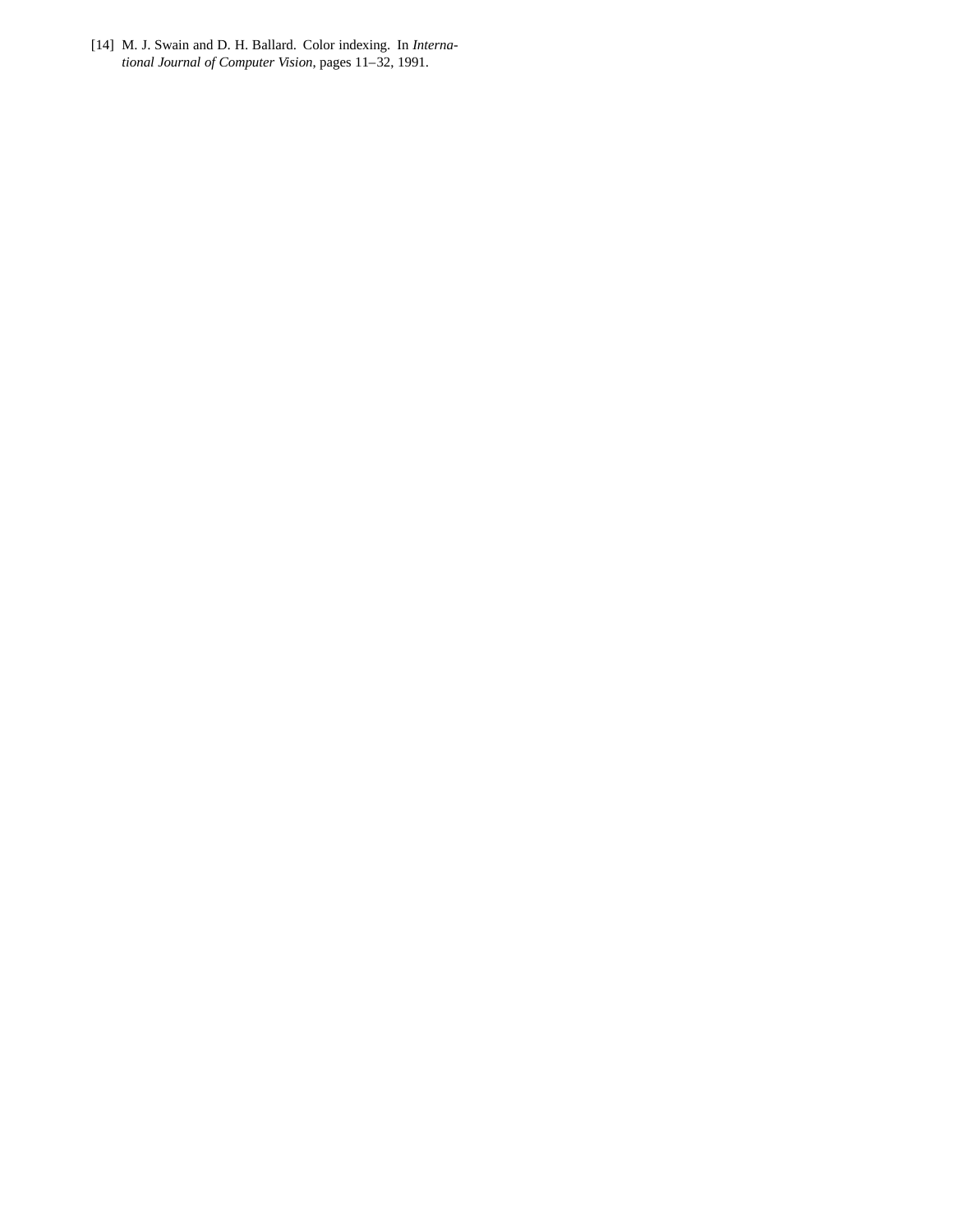[14] M. J. Swain and D. H. Ballard. Color indexing. In *International Journal of Computer Vision*, pages 11–32, 1991.